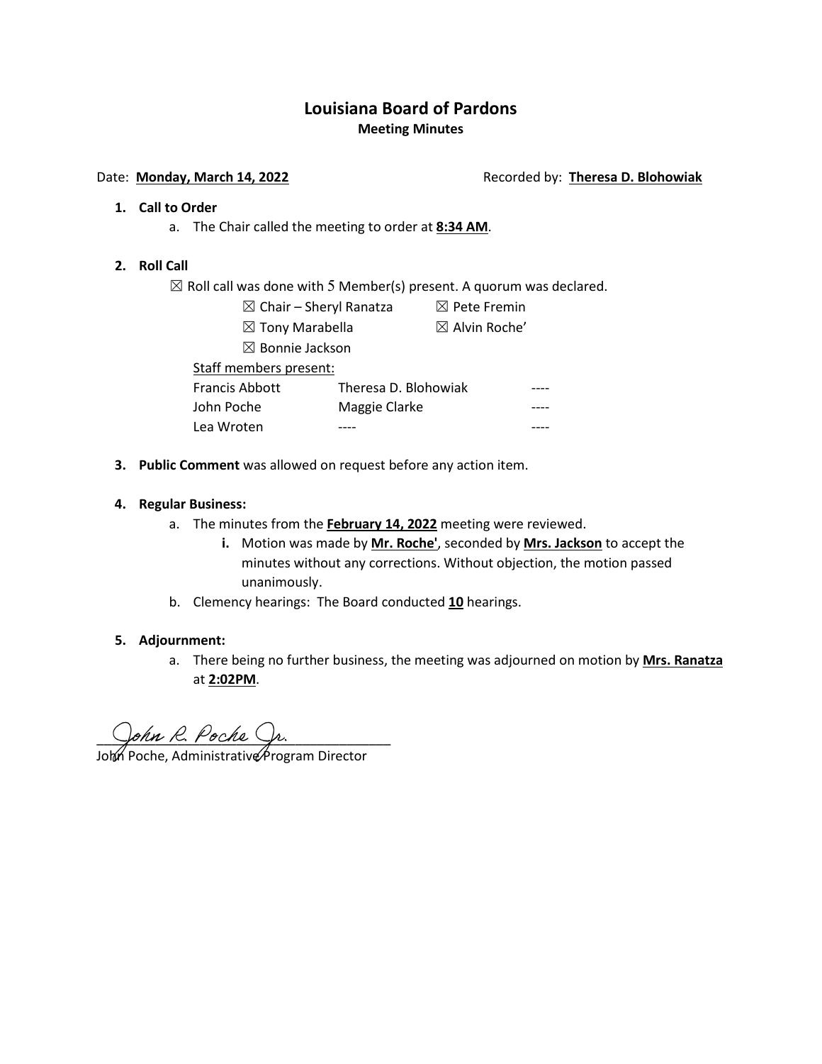# Louisiana Board of Pardons

## Meeting Minutes

Date: **Monday, March 14, 2022** Recorded by: **Theresa D. Blohowiak**

1. **Call to Order**
   a. The Chair called the meeting to order at **8:34 AM**.

2. **Roll Call**

   ☒ Roll call was done with 5 Member(s) present. A quorum was declared.

   | | |
   |---|---|
   | ☒ Chair – Sheryl Ranatza | ☒ Pete Fremin |
   | ☒ Tony Marabella | ☒ Alvin Roche' |
   | ☒ Bonnie Jackson | |

   Staff members present:

   | | | |
   |---|---|---|
   | Francis Abbott | Theresa D. Blohowiak | ---- |
   | John Poche | Maggie Clarke | ---- |
   | Lea Wroten | ---- | ---- |

3. **Public Comment** was allowed on request before any action item.

4. **Regular Business:**
   a. The minutes from the **February 14, 2022** meeting were reviewed.
      i. Motion was made by **Mr. Roche'**, seconded by **Mrs. Jackson** to accept the minutes without any corrections. Without objection, the motion passed unanimously.

   b. Clemency hearings: The Board conducted **10** hearings.

5. **Adjournment:**
   a. There being no further business, the meeting was adjourned on motion by **Mrs. Ranatza** at **2:02PM**.

John R. Poche Jr.

John Poche, Administrative Program Director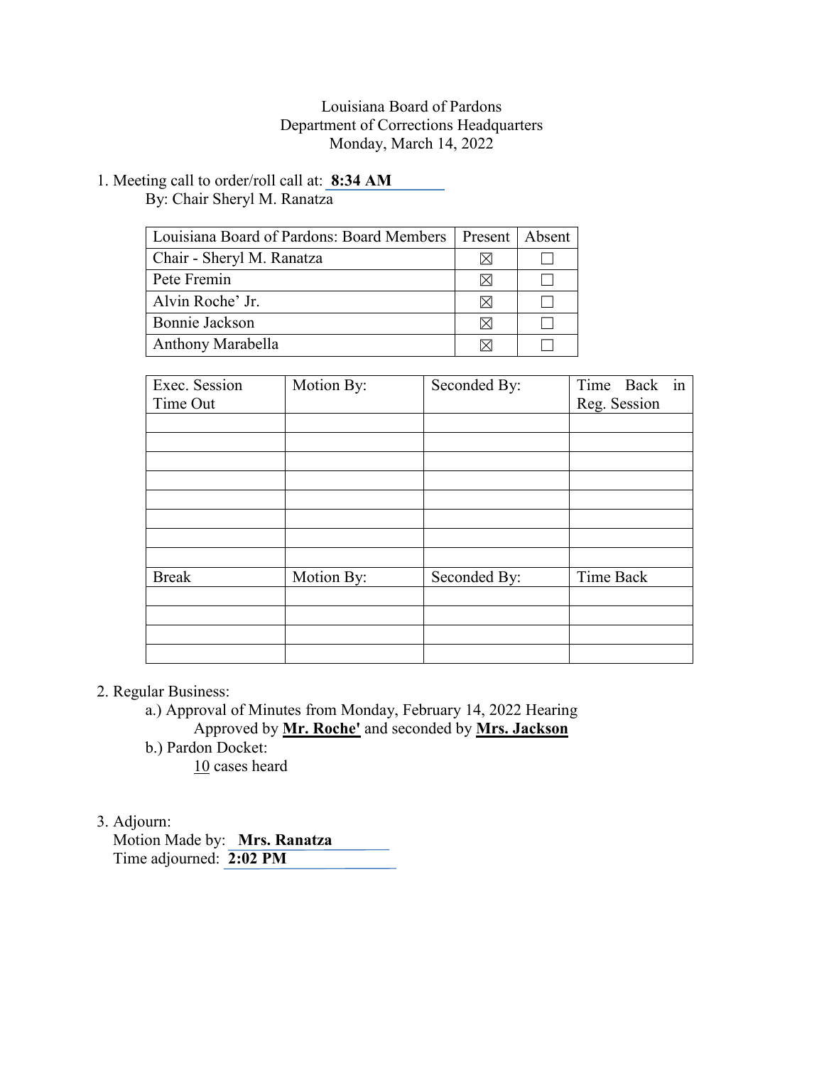Louisiana Board of Pardons
Department of Corrections Headquarters
Monday, March 14, 2022

1. Meeting call to order/roll call at: **8:34 AM**
   By: Chair Sheryl M. Ranatza

| Louisiana Board of Pardons: Board Members | Present | Absent |
|---|---|---|
| Chair - Sheryl M. Ranatza | ☒ | ☐ |
| Pete Fremin | ☒ | ☐ |
| Alvin Roche' Jr. | ☒ | ☐ |
| Bonnie Jackson | ☒ | ☐ |
| Anthony Marabella | ☒ | ☐ |

| Exec. Session Time Out | Motion By: | Seconded By: | Time Back in Reg. Session |
|---|---|---|---|
| | | | |
| | | | |
| | | | |
| | | | |
| | | | |
| | | | |
| | | | |
| | | | |
| Break | Motion By: | Seconded By: | Time Back |
| | | | |
| | | | |
| | | | |
| | | | |

2. Regular Business:
   a.) Approval of Minutes from Monday, February 14, 2022 Hearing
      Approved by **Mr. Roche'** and seconded by **Mrs. Jackson**
   b.) Pardon Docket:
      10 cases heard

3. Adjourn:
   Motion Made by: **Mrs. Ranatza**
   Time adjourned: **2:02 PM**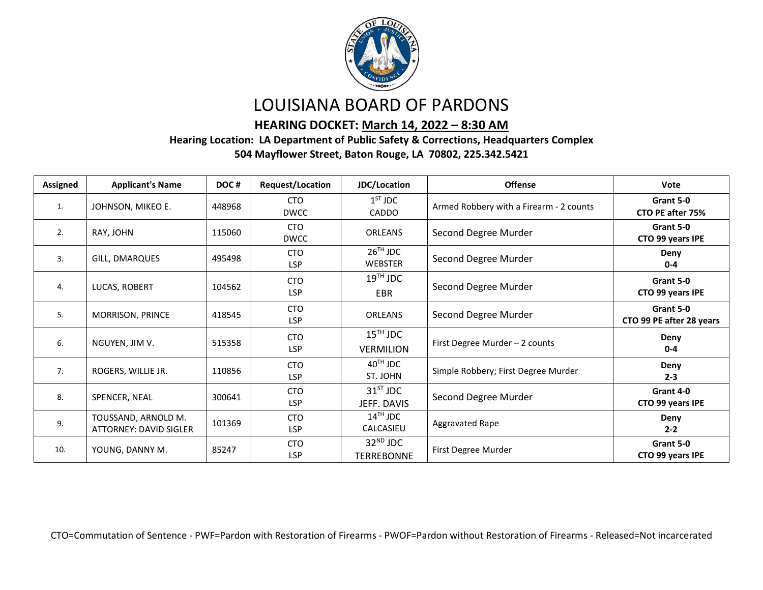# LOUISIANA BOARD OF PARDONS

**HEARING DOCKET: March 14, 2022 – 8:30 AM**

**Hearing Location: LA Department of Public Safety & Corrections, Headquarters Complex**

**504 Mayflower Street, Baton Rouge, LA 70802, 225.342.5421**

| Assigned | Applicant's Name | DOC # | Request/Location | JDC/Location | Offense | Vote |
|---|---|---|---|---|---|---|
| 1. | JOHNSON, MIKEO E. | 448968 | CTO DWCC | 1ST JDC CADDO | Armed Robbery with a Firearm - 2 counts | **Grant 5-0 CTO PE after 75%** |
| 2. | RAY, JOHN | 115060 | CTO DWCC | ORLEANS | Second Degree Murder | **Grant 5-0 CTO 99 years IPE** |
| 3. | GILL, DMARQUES | 495498 | CTO LSP | 26TH JDC WEBSTER | Second Degree Murder | **Deny 0-4** |
| 4. | LUCAS, ROBERT | 104562 | CTO LSP | 19TH JDC EBR | Second Degree Murder | **Grant 5-0 CTO 99 years IPE** |
| 5. | MORRISON, PRINCE | 418545 | CTO LSP | ORLEANS | Second Degree Murder | **Grant 5-0 CTO 99 PE after 28 years** |
| 6. | NGUYEN, JIM V. | 515358 | CTO LSP | 15TH JDC VERMILION | First Degree Murder – 2 counts | **Deny 0-4** |
| 7. | ROGERS, WILLIE JR. | 110856 | CTO LSP | 40TH JDC ST. JOHN | Simple Robbery; First Degree Murder | **Deny 2-3** |
| 8. | SPENCER, NEAL | 300641 | CTO LSP | 31ST JDC JEFF. DAVIS | Second Degree Murder | **Grant 4-0 CTO 99 years IPE** |
| 9. | TOUSSAND, ARNOLD M. ATTORNEY: DAVID SIGLER | 101369 | CTO LSP | 14TH JDC CALCASIEU | Aggravated Rape | **Deny 2-2** |
| 10. | YOUNG, DANNY M. | 85247 | CTO LSP | 32ND JDC TERREBONNE | First Degree Murder | **Grant 5-0 CTO 99 years IPE** |

CTO=Commutation of Sentence - PWF=Pardon with Restoration of Firearms - PWOF=Pardon without Restoration of Firearms - Released=Not incarcerated